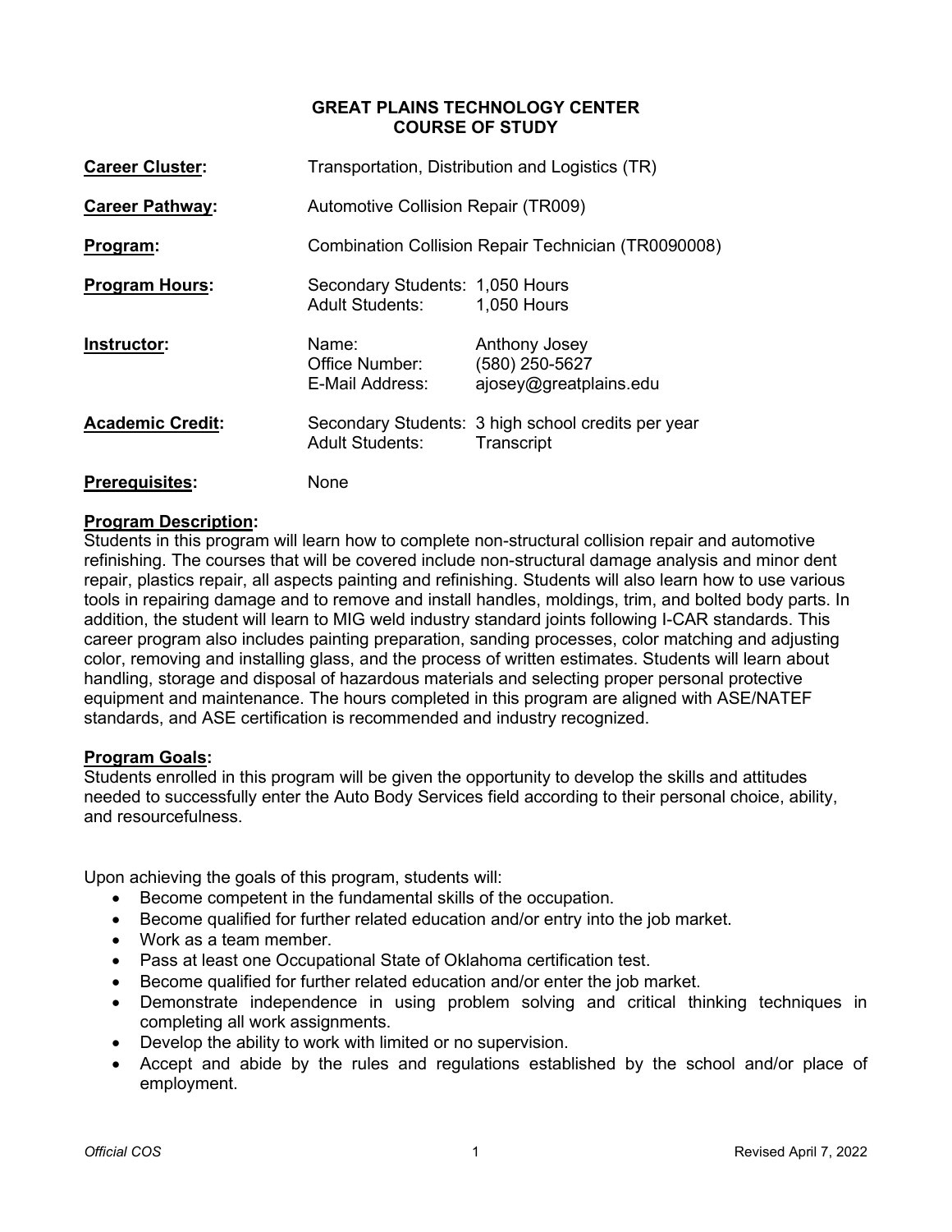# GREAT PLAINS TECHNOLOGY CENTER
## COURSE OF STUDY

**Career Cluster:** Transportation, Distribution and Logistics (TR)

**Career Pathway:** Automotive Collision Repair (TR009)

**Program:** Combination Collision Repair Technician (TR0090008)

**Program Hours:**
Secondary Students: 1,050 Hours
Adult Students: 1,050 Hours

**Instructor:**
Name: Anthony Josey
Office Number: (580) 250-5627
E-Mail Address: ajosey@greatplains.edu

**Academic Credit:**
Secondary Students: 3 high school credits per year
Adult Students: Transcript

**Prerequisites:** None

**Program Description:**
Students in this program will learn how to complete non-structural collision repair and automotive refinishing. The courses that will be covered include non-structural damage analysis and minor dent repair, plastics repair, all aspects painting and refinishing. Students will also learn how to use various tools in repairing damage and to remove and install handles, moldings, trim, and bolted body parts. In addition, the student will learn to MIG weld industry standard joints following I-CAR standards. This career program also includes painting preparation, sanding processes, color matching and adjusting color, removing and installing glass, and the process of written estimates. Students will learn about handling, storage and disposal of hazardous materials and selecting proper personal protective equipment and maintenance. The hours completed in this program are aligned with ASE/NATEF standards, and ASE certification is recommended and industry recognized.

**Program Goals:**
Students enrolled in this program will be given the opportunity to develop the skills and attitudes needed to successfully enter the Auto Body Services field according to their personal choice, ability, and resourcefulness.

Upon achieving the goals of this program, students will:

- Become competent in the fundamental skills of the occupation.
- Become qualified for further related education and/or entry into the job market.
- Work as a team member.
- Pass at least one Occupational State of Oklahoma certification test.
- Become qualified for further related education and/or enter the job market.
- Demonstrate independence in using problem solving and critical thinking techniques in completing all work assignments.
- Develop the ability to work with limited or no supervision.
- Accept and abide by the rules and regulations established by the school and/or place of employment.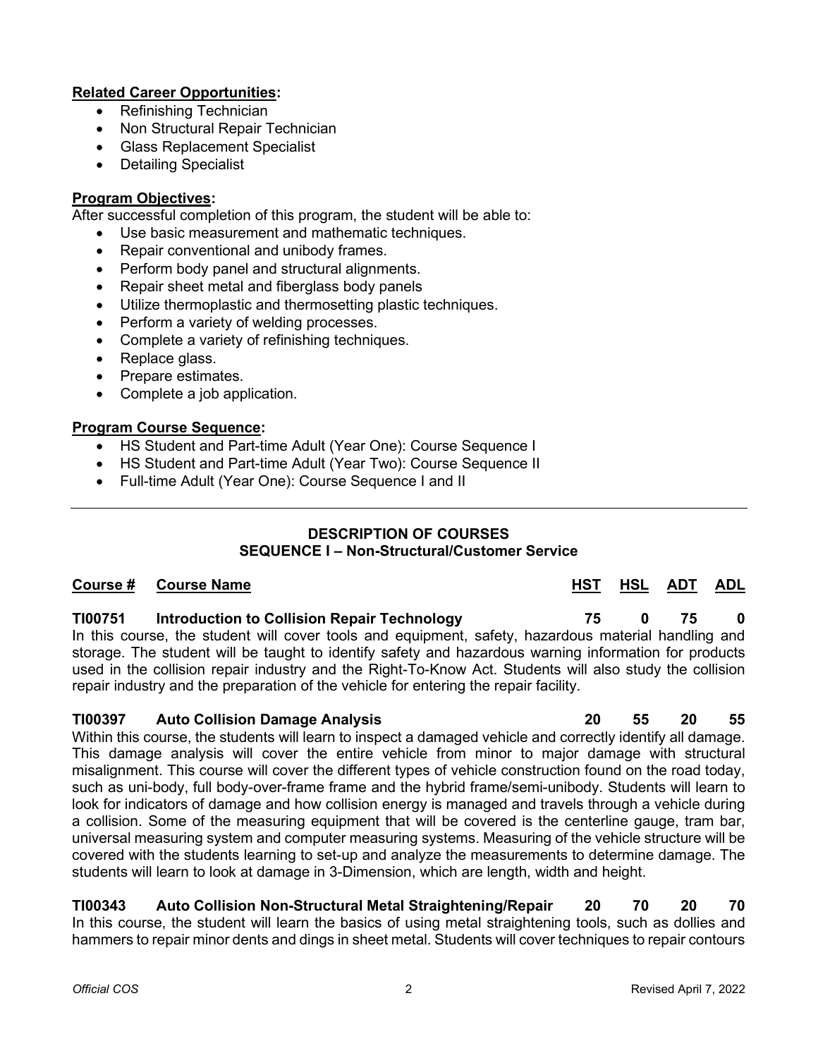**Related Career Opportunities:**

- Refinishing Technician
- Non Structural Repair Technician
- Glass Replacement Specialist
- Detailing Specialist

**Program Objectives:**

After successful completion of this program, the student will be able to:

- Use basic measurement and mathematic techniques.
- Repair conventional and unibody frames.
- Perform body panel and structural alignments.
- Repair sheet metal and fiberglass body panels
- Utilize thermoplastic and thermosetting plastic techniques.
- Perform a variety of welding processes.
- Complete a variety of refinishing techniques.
- Replace glass.
- Prepare estimates.
- Complete a job application.

**Program Course Sequence:**

- HS Student and Part-time Adult (Year One): Course Sequence I
- HS Student and Part-time Adult (Year Two): Course Sequence II
- Full-time Adult (Year One): Course Sequence I and II

---

## DESCRIPTION OF COURSES
### SEQUENCE I – Non-Structural/Customer Service

| Course # | Course Name | HST | HSL | ADT | ADL |
|---|---|---|---|---|---|
| **TI00751** | **Introduction to Collision Repair Technology** | **75** | **0** | **75** | **0** |

In this course, the student will cover tools and equipment, safety, hazardous material handling and storage. The student will be taught to identify safety and hazardous warning information for products used in the collision repair industry and the Right-To-Know Act. Students will also study the collision repair industry and the preparation of the vehicle for entering the repair facility.

| Course # | Course Name | HST | HSL | ADT | ADL |
|---|---|---|---|---|---|
| **TI00397** | **Auto Collision Damage Analysis** | **20** | **55** | **20** | **55** |

Within this course, the students will learn to inspect a damaged vehicle and correctly identify all damage. This damage analysis will cover the entire vehicle from minor to major damage with structural misalignment. This course will cover the different types of vehicle construction found on the road today, such as uni-body, full body-over-frame frame and the hybrid frame/semi-unibody. Students will learn to look for indicators of damage and how collision energy is managed and travels through a vehicle during a collision. Some of the measuring equipment that will be covered is the centerline gauge, tram bar, universal measuring system and computer measuring systems. Measuring of the vehicle structure will be covered with the students learning to set-up and analyze the measurements to determine damage. The students will learn to look at damage in 3-Dimension, which are length, width and height.

| Course # | Course Name | HST | HSL | ADT | ADL |
|---|---|---|---|---|---|
| **TI00343** | **Auto Collision Non-Structural Metal Straightening/Repair** | **20** | **70** | **20** | **70** |

In this course, the student will learn the basics of using metal straightening tools, such as dollies and hammers to repair minor dents and dings in sheet metal. Students will cover techniques to repair contours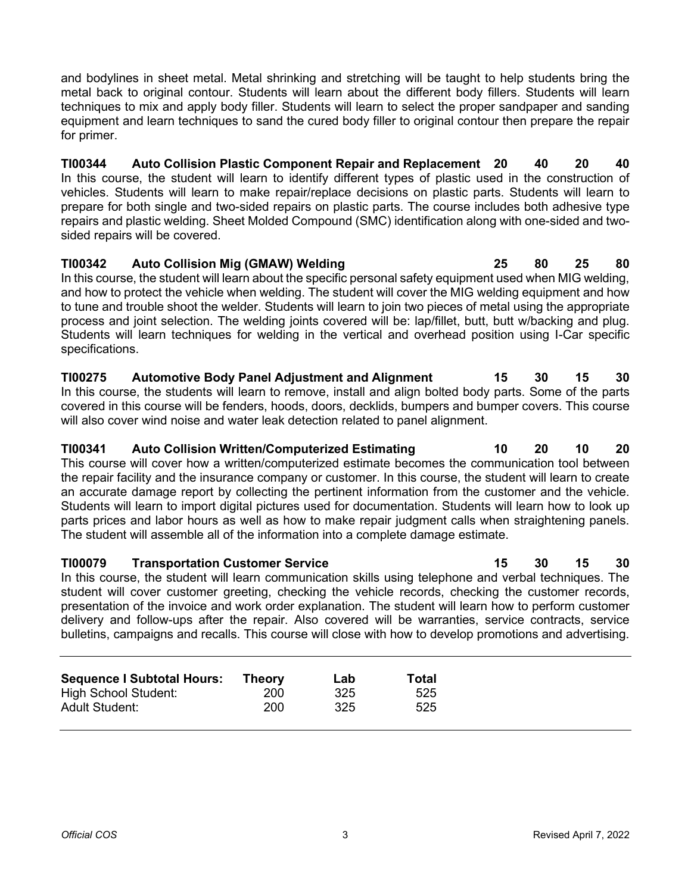and bodylines in sheet metal. Metal shrinking and stretching will be taught to help students bring the metal back to original contour. Students will learn about the different body fillers. Students will learn techniques to mix and apply body filler. Students will learn to select the proper sandpaper and sanding equipment and learn techniques to sand the cured body filler to original contour then prepare the repair for primer.

**TI00344 Auto Collision Plastic Component Repair and Replacement 20 40 20 40**
In this course, the student will learn to identify different types of plastic used in the construction of vehicles. Students will learn to make repair/replace decisions on plastic parts. Students will learn to prepare for both single and two-sided repairs on plastic parts. The course includes both adhesive type repairs and plastic welding. Sheet Molded Compound (SMC) identification along with one-sided and two-sided repairs will be covered.

**TI00342 Auto Collision Mig (GMAW) Welding 25 80 25 80**
In this course, the student will learn about the specific personal safety equipment used when MIG welding, and how to protect the vehicle when welding. The student will cover the MIG welding equipment and how to tune and trouble shoot the welder. Students will learn to join two pieces of metal using the appropriate process and joint selection. The welding joints covered will be: lap/fillet, butt, butt w/backing and plug. Students will learn techniques for welding in the vertical and overhead position using I-Car specific specifications.

**TI00275 Automotive Body Panel Adjustment and Alignment 15 30 15 30**
In this course, the students will learn to remove, install and align bolted body parts. Some of the parts covered in this course will be fenders, hoods, doors, decklids, bumpers and bumper covers. This course will also cover wind noise and water leak detection related to panel alignment.

**TI00341 Auto Collision Written/Computerized Estimating 10 20 10 20**
This course will cover how a written/computerized estimate becomes the communication tool between the repair facility and the insurance company or customer. In this course, the student will learn to create an accurate damage report by collecting the pertinent information from the customer and the vehicle. Students will learn to import digital pictures used for documentation. Students will learn how to look up parts prices and labor hours as well as how to make repair judgment calls when straightening panels. The student will assemble all of the information into a complete damage estimate.

**TI00079 Transportation Customer Service 15 30 15 30**
In this course, the student will learn communication skills using telephone and verbal techniques. The student will cover customer greeting, checking the vehicle records, checking the customer records, presentation of the invoice and work order explanation. The student will learn how to perform customer delivery and follow-ups after the repair. Also covered will be warranties, service contracts, service bulletins, campaigns and recalls. This course will close with how to develop promotions and advertising.

| **Sequence I Subtotal Hours:** | **Theory** | **Lab** | **Total** |
|---|---|---|---|
| High School Student: | 200 | 325 | 525 |
| Adult Student: | 200 | 325 | 525 |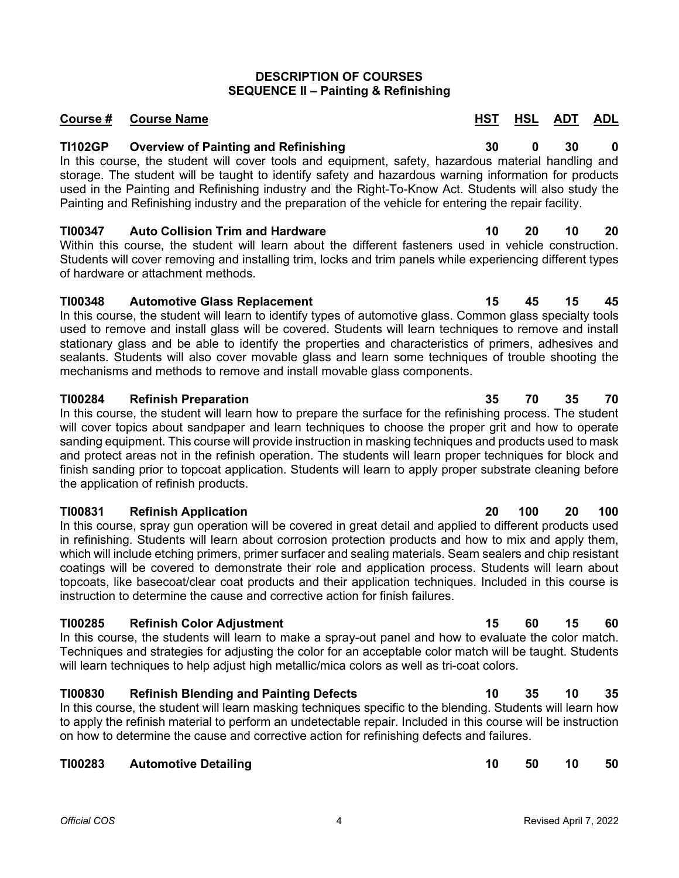## DESCRIPTION OF COURSES
## SEQUENCE II – Painting & Refinishing

| Course # | Course Name | HST | HSL | ADT | ADL |
|---|---|---|---|---|---|
| **TI102GP** | **Overview of Painting and Refinishing** | **30** | **0** | **30** | **0** |

In this course, the student will cover tools and equipment, safety, hazardous material handling and storage. The student will be taught to identify safety and hazardous warning information for products used in the Painting and Refinishing industry and the Right-To-Know Act. Students will also study the Painting and Refinishing industry and the preparation of the vehicle for entering the repair facility.

| Course # | Course Name | HST | HSL | ADT | ADL |
|---|---|---|---|---|---|
| **TI00347** | **Auto Collision Trim and Hardware** | **10** | **20** | **10** | **20** |

Within this course, the student will learn about the different fasteners used in vehicle construction. Students will cover removing and installing trim, locks and trim panels while experiencing different types of hardware or attachment methods.

| Course # | Course Name | HST | HSL | ADT | ADL |
|---|---|---|---|---|---|
| **TI00348** | **Automotive Glass Replacement** | **15** | **45** | **15** | **45** |

In this course, the student will learn to identify types of automotive glass. Common glass specialty tools used to remove and install glass will be covered. Students will learn techniques to remove and install stationary glass and be able to identify the properties and characteristics of primers, adhesives and sealants. Students will also cover movable glass and learn some techniques of trouble shooting the mechanisms and methods to remove and install movable glass components.

| Course # | Course Name | HST | HSL | ADT | ADL |
|---|---|---|---|---|---|
| **TI00284** | **Refinish Preparation** | **35** | **70** | **35** | **70** |

In this course, the student will learn how to prepare the surface for the refinishing process. The student will cover topics about sandpaper and learn techniques to choose the proper grit and how to operate sanding equipment. This course will provide instruction in masking techniques and products used to mask and protect areas not in the refinish operation. The students will learn proper techniques for block and finish sanding prior to topcoat application. Students will learn to apply proper substrate cleaning before the application of refinish products.

| Course # | Course Name | HST | HSL | ADT | ADL |
|---|---|---|---|---|---|
| **TI00831** | **Refinish Application** | **20** | **100** | **20** | **100** |

In this course, spray gun operation will be covered in great detail and applied to different products used in refinishing. Students will learn about corrosion protection products and how to mix and apply them, which will include etching primers, primer surfacer and sealing materials. Seam sealers and chip resistant coatings will be covered to demonstrate their role and application process. Students will learn about topcoats, like basecoat/clear coat products and their application techniques. Included in this course is instruction to determine the cause and corrective action for finish failures.

| Course # | Course Name | HST | HSL | ADT | ADL |
|---|---|---|---|---|---|
| **TI00285** | **Refinish Color Adjustment** | **15** | **60** | **15** | **60** |

In this course, the students will learn to make a spray-out panel and how to evaluate the color match. Techniques and strategies for adjusting the color for an acceptable color match will be taught. Students will learn techniques to help adjust high metallic/mica colors as well as tri-coat colors.

| Course # | Course Name | HST | HSL | ADT | ADL |
|---|---|---|---|---|---|
| **TI00830** | **Refinish Blending and Painting Defects** | **10** | **35** | **10** | **35** |

In this course, the student will learn masking techniques specific to the blending. Students will learn how to apply the refinish material to perform an undetectable repair. Included in this course will be instruction on how to determine the cause and corrective action for refinishing defects and failures.

| Course # | Course Name | HST | HSL | ADT | ADL |
|---|---|---|---|---|---|
| **TI00283** | **Automotive Detailing** | **10** | **50** | **10** | **50** |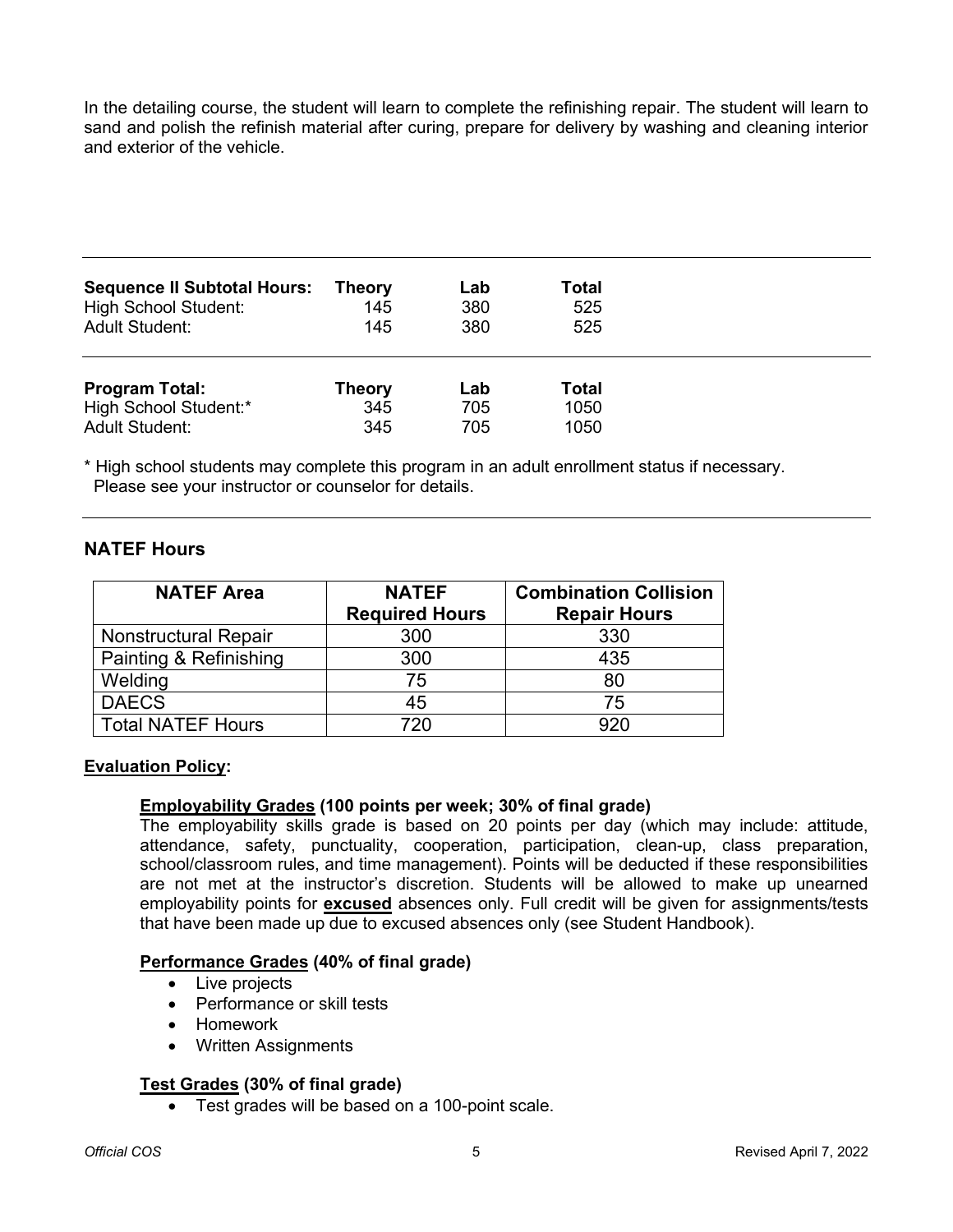In the detailing course, the student will learn to complete the refinishing repair. The student will learn to sand and polish the refinish material after curing, prepare for delivery by washing and cleaning interior and exterior of the vehicle.

| **Sequence II Subtotal Hours:** | **Theory** | **Lab** | **Total** |
|---|---|---|---|
| High School Student: | 145 | 380 | 525 |
| Adult Student: | 145 | 380 | 525 |

| **Program Total:** | **Theory** | **Lab** | **Total** |
|---|---|---|---|
| High School Student:* | 345 | 705 | 1050 |
| Adult Student: | 345 | 705 | 1050 |

* High school students may complete this program in an adult enrollment status if necessary. Please see your instructor or counselor for details.

## NATEF Hours

| NATEF Area | NATEF Required Hours | Combination Collision Repair Hours |
|---|---|---|
| Nonstructural Repair | 300 | 330 |
| Painting & Refinishing | 300 | 435 |
| Welding | 75 | 80 |
| DAECS | 45 | 75 |
| Total NATEF Hours | 720 | 920 |

**Evaluation Policy:**

**Employability Grades (100 points per week; 30% of final grade)**
The employability skills grade is based on 20 points per day (which may include: attitude, attendance, safety, punctuality, cooperation, participation, clean-up, class preparation, school/classroom rules, and time management). Points will be deducted if these responsibilities are not met at the instructor's discretion. Students will be allowed to make up unearned employability points for **excused** absences only. Full credit will be given for assignments/tests that have been made up due to excused absences only (see Student Handbook).

**Performance Grades (40% of final grade)**

- Live projects
- Performance or skill tests
- Homework
- Written Assignments

**Test Grades (30% of final grade)**

- Test grades will be based on a 100-point scale.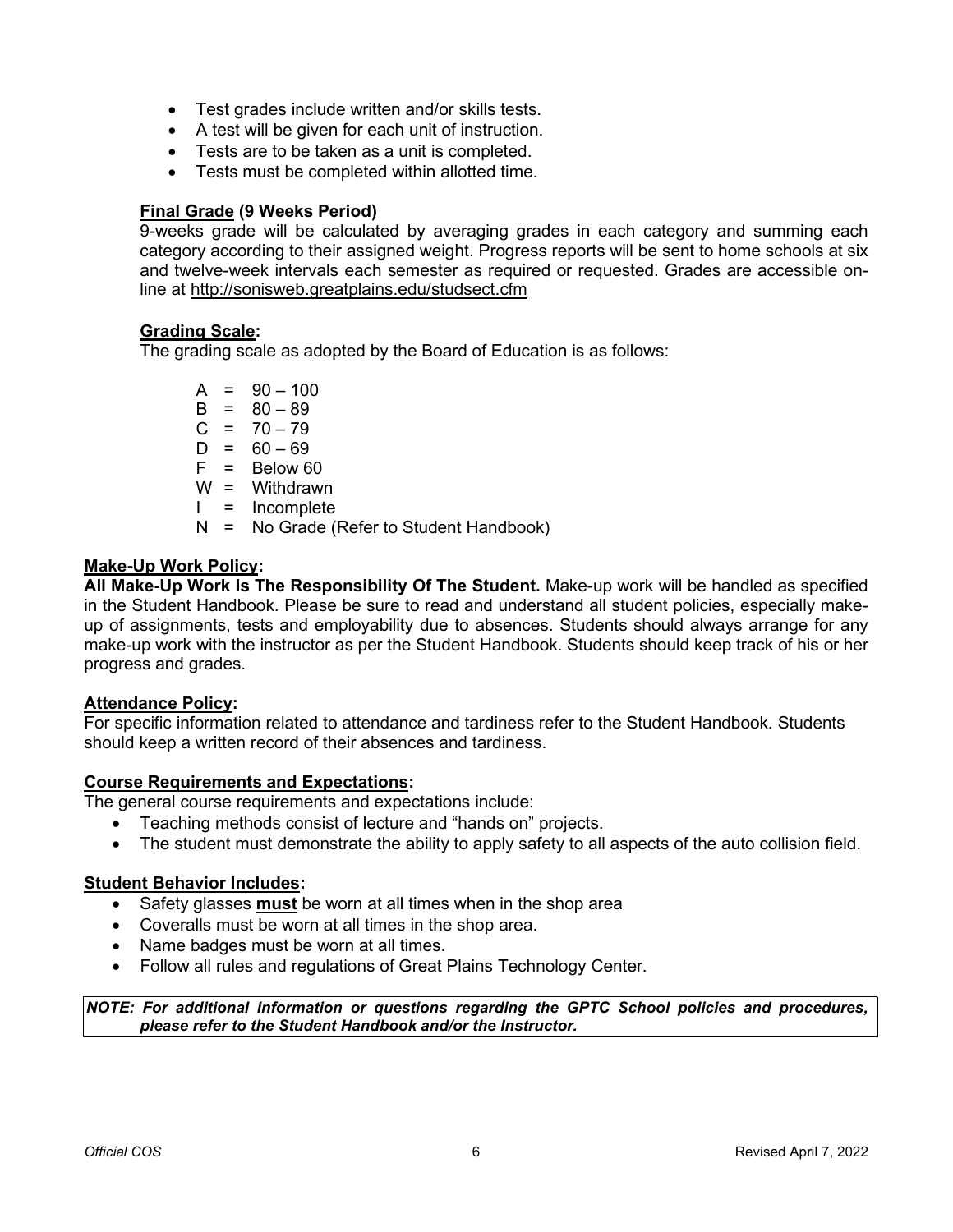- Test grades include written and/or skills tests.
- A test will be given for each unit of instruction.
- Tests are to be taken as a unit is completed.
- Tests must be completed within allotted time.

**Final Grade (9 Weeks Period)**
9-weeks grade will be calculated by averaging grades in each category and summing each category according to their assigned weight. Progress reports will be sent to home schools at six and twelve-week intervals each semester as required or requested. Grades are accessible on-line at http://sonisweb.greatplains.edu/studsect.cfm

**Grading Scale:**
The grading scale as adopted by the Board of Education is as follows:

A = 90 – 100
B = 80 – 89
C = 70 – 79
D = 60 – 69
F = Below 60
W = Withdrawn
I = Incomplete
N = No Grade (Refer to Student Handbook)

**Make-Up Work Policy:**
**All Make-Up Work Is The Responsibility Of The Student.** Make-up work will be handled as specified in the Student Handbook. Please be sure to read and understand all student policies, especially make-up of assignments, tests and employability due to absences. Students should always arrange for any make-up work with the instructor as per the Student Handbook. Students should keep track of his or her progress and grades.

**Attendance Policy:**
For specific information related to attendance and tardiness refer to the Student Handbook. Students should keep a written record of their absences and tardiness.

**Course Requirements and Expectations:**
The general course requirements and expectations include:

- Teaching methods consist of lecture and "hands on" projects.
- The student must demonstrate the ability to apply safety to all aspects of the auto collision field.

**Student Behavior Includes:**

- Safety glasses **must** be worn at all times when in the shop area
- Coveralls must be worn at all times in the shop area.
- Name badges must be worn at all times.
- Follow all rules and regulations of Great Plains Technology Center.

***NOTE: For additional information or questions regarding the GPTC School policies and procedures, please refer to the Student Handbook and/or the Instructor.***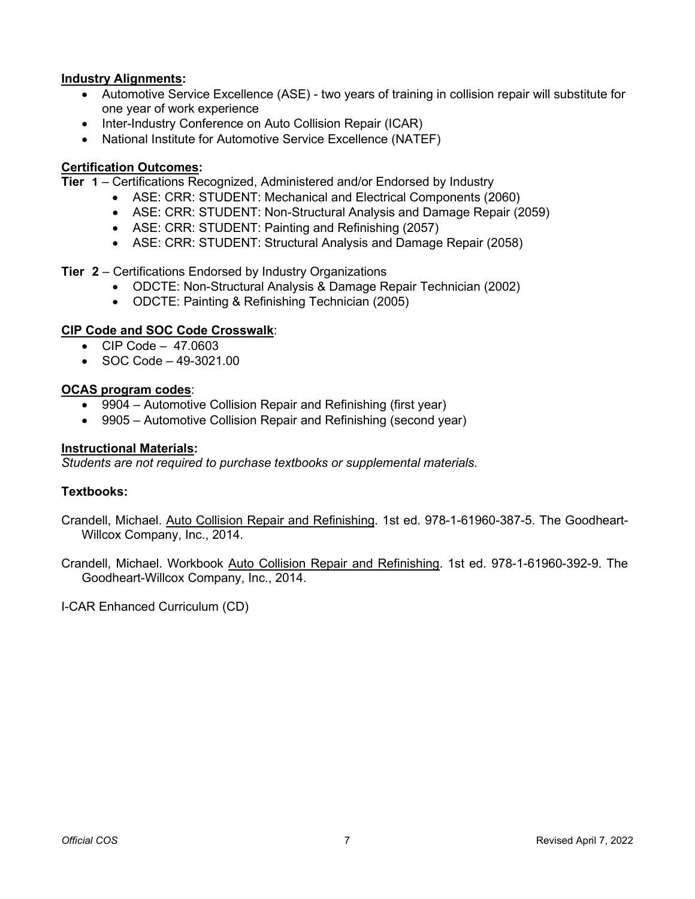**Industry Alignments:**

- Automotive Service Excellence (ASE) - two years of training in collision repair will substitute for one year of work experience
- Inter-Industry Conference on Auto Collision Repair (ICAR)
- National Institute for Automotive Service Excellence (NATEF)

**Certification Outcomes:**

**Tier 1** – Certifications Recognized, Administered and/or Endorsed by Industry

- ASE: CRR: STUDENT: Mechanical and Electrical Components (2060)
- ASE: CRR: STUDENT: Non-Structural Analysis and Damage Repair (2059)
- ASE: CRR: STUDENT: Painting and Refinishing (2057)
- ASE: CRR: STUDENT: Structural Analysis and Damage Repair (2058)

**Tier 2** – Certifications Endorsed by Industry Organizations

- ODCTE: Non-Structural Analysis & Damage Repair Technician (2002)
- ODCTE: Painting & Refinishing Technician (2005)

**CIP Code and SOC Code Crosswalk**:

- CIP Code – 47.0603
- SOC Code – 49-3021.00

**OCAS program codes**:

- 9904 – Automotive Collision Repair and Refinishing (first year)
- 9905 – Automotive Collision Repair and Refinishing (second year)

**Instructional Materials:**

*Students are not required to purchase textbooks or supplemental materials.*

**Textbooks:**

Crandell, Michael. Auto Collision Repair and Refinishing. 1st ed. 978-1-61960-387-5. The Goodheart-Willcox Company, Inc., 2014.

Crandell, Michael. Workbook Auto Collision Repair and Refinishing. 1st ed. 978-1-61960-392-9. The Goodheart-Willcox Company, Inc., 2014.

I-CAR Enhanced Curriculum (CD)